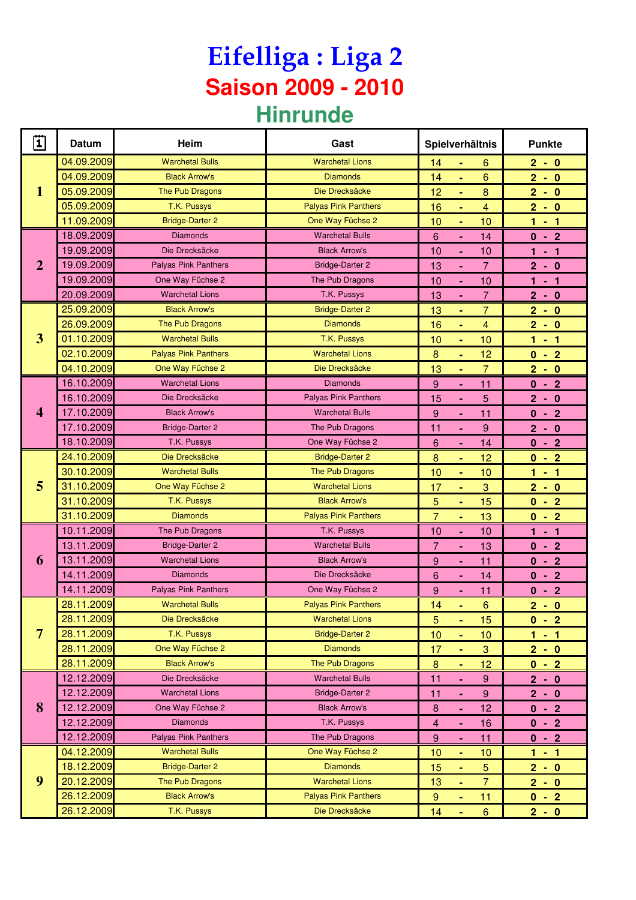# Eifelliga : Liga 2

## Saison 2009 - 2010

### Hinrunde

| 📅 | Datum | Heim | Gast | Spielverhältnis | Punkte |
|---|---|---|---|---|---|
| 1 | 04.09.2009 | Warchetal Bulls | Warchetal Lions | 14 - 6 | 2 - 0 |
| | 04.09.2009 | Black Arrow's | Diamonds | 14 - 6 | 2 - 0 |
| | 05.09.2009 | The Pub Dragons | Die Drecksäcke | 12 - 8 | 2 - 0 |
| | 05.09.2009 | T.K. Pussys | Palyas Pink Panthers | 16 - 4 | 2 - 0 |
| | 11.09.2009 | Bridge-Darter 2 | One Way Füchse 2 | 10 - 10 | 1 - 1 |
| 2 | 18.09.2009 | Diamonds | Warchetal Bulls | 6 - 14 | 0 - 2 |
| | 19.09.2009 | Die Drecksäcke | Black Arrow's | 10 - 10 | 1 - 1 |
| | 19.09.2009 | Palyas Pink Panthers | Bridge-Darter 2 | 13 - 7 | 2 - 0 |
| | 19.09.2009 | One Way Füchse 2 | The Pub Dragons | 10 - 10 | 1 - 1 |
| | 20.09.2009 | Warchetal Lions | T.K. Pussys | 13 - 7 | 2 - 0 |
| 3 | 25.09.2009 | Black Arrow's | Bridge-Darter 2 | 13 - 7 | 2 - 0 |
| | 26.09.2009 | The Pub Dragons | Diamonds | 16 - 4 | 2 - 0 |
| | 01.10.2009 | Warchetal Bulls | T.K. Pussys | 10 - 10 | 1 - 1 |
| | 02.10.2009 | Palyas Pink Panthers | Warchetal Lions | 8 - 12 | 0 - 2 |
| | 04.10.2009 | One Way Füchse 2 | Die Drecksäcke | 13 - 7 | 2 - 0 |
| 4 | 16.10.2009 | Warchetal Lions | Diamonds | 9 - 11 | 0 - 2 |
| | 16.10.2009 | Die Drecksäcke | Palyas Pink Panthers | 15 - 5 | 2 - 0 |
| | 17.10.2009 | Black Arrow's | Warchetal Bulls | 9 - 11 | 0 - 2 |
| | 17.10.2009 | Bridge-Darter 2 | The Pub Dragons | 11 - 9 | 2 - 0 |
| | 18.10.2009 | T.K. Pussys | One Way Füchse 2 | 6 - 14 | 0 - 2 |
| 5 | 24.10.2009 | Die Drecksäcke | Bridge-Darter 2 | 8 - 12 | 0 - 2 |
| | 30.10.2009 | Warchetal Bulls | The Pub Dragons | 10 - 10 | 1 - 1 |
| | 31.10.2009 | One Way Füchse 2 | Warchetal Lions | 17 - 3 | 2 - 0 |
| | 31.10.2009 | T.K. Pussys | Black Arrow's | 5 - 15 | 0 - 2 |
| | 31.10.2009 | Diamonds | Palyas Pink Panthers | 7 - 13 | 0 - 2 |
| 6 | 10.11.2009 | The Pub Dragons | T.K. Pussys | 10 - 10 | 1 - 1 |
| | 13.11.2009 | Bridge-Darter 2 | Warchetal Bulls | 7 - 13 | 0 - 2 |
| | 13.11.2009 | Warchetal Lions | Black Arrow's | 9 - 11 | 0 - 2 |
| | 14.11.2009 | Diamonds | Die Drecksäcke | 6 - 14 | 0 - 2 |
| | 14.11.2009 | Palyas Pink Panthers | One Way Füchse 2 | 9 - 11 | 0 - 2 |
| 7 | 28.11.2009 | Warchetal Bulls | Palyas Pink Panthers | 14 - 6 | 2 - 0 |
| | 28.11.2009 | Die Drecksäcke | Warchetal Lions | 5 - 15 | 0 - 2 |
| | 28.11.2009 | T.K. Pussys | Bridge-Darter 2 | 10 - 10 | 1 - 1 |
| | 28.11.2009 | One Way Füchse 2 | Diamonds | 17 - 3 | 2 - 0 |
| | 28.11.2009 | Black Arrow's | The Pub Dragons | 8 - 12 | 0 - 2 |
| 8 | 12.12.2009 | Die Drecksäcke | Warchetal Bulls | 11 - 9 | 2 - 0 |
| | 12.12.2009 | Warchetal Lions | Bridge-Darter 2 | 11 - 9 | 2 - 0 |
| | 12.12.2009 | One Way Füchse 2 | Black Arrow's | 8 - 12 | 0 - 2 |
| | 12.12.2009 | Diamonds | T.K. Pussys | 4 - 16 | 0 - 2 |
| | 12.12.2009 | Palyas Pink Panthers | The Pub Dragons | 9 - 11 | 0 - 2 |
| 9 | 04.12.2009 | Warchetal Bulls | One Way Füchse 2 | 10 - 10 | 1 - 1 |
| | 18.12.2009 | Bridge-Darter 2 | Diamonds | 15 - 5 | 2 - 0 |
| | 20.12.2009 | The Pub Dragons | Warchetal Lions | 13 - 7 | 2 - 0 |
| | 26.12.2009 | Black Arrow's | Palyas Pink Panthers | 9 - 11 | 0 - 2 |
| | 26.12.2009 | T.K. Pussys | Die Drecksäcke | 14 - 6 | 2 - 0 |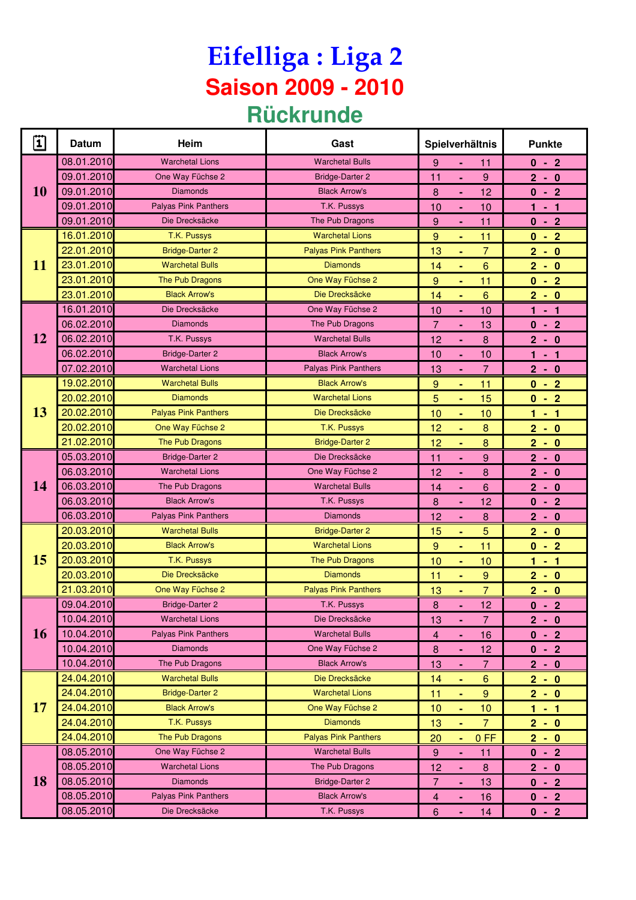# Eifelliga : Liga 2

## Saison 2009 - 2010

## Rückrunde

| 📅 | Datum | Heim | Gast | Spielverhältnis | Punkte |
|---|---|---|---|---|---|
| 10 | 08.01.2010 | Warchetal Lions | Warchetal Bulls | 9 - 11 | 0 - 2 |
| | 09.01.2010 | One Way Füchse 2 | Bridge-Darter 2 | 11 - 9 | 2 - 0 |
| | 09.01.2010 | Diamonds | Black Arrow's | 8 - 12 | 0 - 2 |
| | 09.01.2010 | Palyas Pink Panthers | T.K. Pussys | 10 - 10 | 1 - 1 |
| | 09.01.2010 | Die Drecksäcke | The Pub Dragons | 9 - 11 | 0 - 2 |
| 11 | 16.01.2010 | T.K. Pussys | Warchetal Lions | 9 - 11 | 0 - 2 |
| | 22.01.2010 | Bridge-Darter 2 | Palyas Pink Panthers | 13 - 7 | 2 - 0 |
| | 23.01.2010 | Warchetal Bulls | Diamonds | 14 - 6 | 2 - 0 |
| | 23.01.2010 | The Pub Dragons | One Way Füchse 2 | 9 - 11 | 0 - 2 |
| | 23.01.2010 | Black Arrow's | Die Drecksäcke | 14 - 6 | 2 - 0 |
| 12 | 16.01.2010 | Die Drecksäcke | One Way Füchse 2 | 10 - 10 | 1 - 1 |
| | 06.02.2010 | Diamonds | The Pub Dragons | 7 - 13 | 0 - 2 |
| | 06.02.2010 | T.K. Pussys | Warchetal Bulls | 12 - 8 | 2 - 0 |
| | 06.02.2010 | Bridge-Darter 2 | Black Arrow's | 10 - 10 | 1 - 1 |
| | 07.02.2010 | Warchetal Lions | Palyas Pink Panthers | 13 - 7 | 2 - 0 |
| 13 | 19.02.2010 | Warchetal Bulls | Black Arrow's | 9 - 11 | 0 - 2 |
| | 20.02.2010 | Diamonds | Warchetal Lions | 5 - 15 | 0 - 2 |
| | 20.02.2010 | Palyas Pink Panthers | Die Drecksäcke | 10 - 10 | 1 - 1 |
| | 20.02.2010 | One Way Füchse 2 | T.K. Pussys | 12 - 8 | 2 - 0 |
| | 21.02.2010 | The Pub Dragons | Bridge-Darter 2 | 12 - 8 | 2 - 0 |
| 14 | 05.03.2010 | Bridge-Darter 2 | Die Drecksäcke | 11 - 9 | 2 - 0 |
| | 06.03.2010 | Warchetal Lions | One Way Füchse 2 | 12 - 8 | 2 - 0 |
| | 06.03.2010 | The Pub Dragons | Warchetal Bulls | 14 - 6 | 2 - 0 |
| | 06.03.2010 | Black Arrow's | T.K. Pussys | 8 - 12 | 0 - 2 |
| | 06.03.2010 | Palyas Pink Panthers | Diamonds | 12 - 8 | 2 - 0 |
| 15 | 20.03.2010 | Warchetal Bulls | Bridge-Darter 2 | 15 - 5 | 2 - 0 |
| | 20.03.2010 | Black Arrow's | Warchetal Lions | 9 - 11 | 0 - 2 |
| | 20.03.2010 | T.K. Pussys | The Pub Dragons | 10 - 10 | 1 - 1 |
| | 20.03.2010 | Die Drecksäcke | Diamonds | 11 - 9 | 2 - 0 |
| | 21.03.2010 | One Way Füchse 2 | Palyas Pink Panthers | 13 - 7 | 2 - 0 |
| 16 | 09.04.2010 | Bridge-Darter 2 | T.K. Pussys | 8 - 12 | 0 - 2 |
| | 10.04.2010 | Warchetal Lions | Die Drecksäcke | 13 - 7 | 2 - 0 |
| | 10.04.2010 | Palyas Pink Panthers | Warchetal Bulls | 4 - 16 | 0 - 2 |
| | 10.04.2010 | Diamonds | One Way Füchse 2 | 8 - 12 | 0 - 2 |
| | 10.04.2010 | The Pub Dragons | Black Arrow's | 13 - 7 | 2 - 0 |
| 17 | 24.04.2010 | Warchetal Bulls | Die Drecksäcke | 14 - 6 | 2 - 0 |
| | 24.04.2010 | Bridge-Darter 2 | Warchetal Lions | 11 - 9 | 2 - 0 |
| | 24.04.2010 | Black Arrow's | One Way Füchse 2 | 10 - 10 | 1 - 1 |
| | 24.04.2010 | T.K. Pussys | Diamonds | 13 - 7 | 2 - 0 |
| | 24.04.2010 | The Pub Dragons | Palyas Pink Panthers | 20 - 0 FF | 2 - 0 |
| 18 | 08.05.2010 | One Way Füchse 2 | Warchetal Bulls | 9 - 11 | 0 - 2 |
| | 08.05.2010 | Warchetal Lions | The Pub Dragons | 12 - 8 | 2 - 0 |
| | 08.05.2010 | Diamonds | Bridge-Darter 2 | 7 - 13 | 0 - 2 |
| | 08.05.2010 | Palyas Pink Panthers | Black Arrow's | 4 - 16 | 0 - 2 |
| | 08.05.2010 | Die Drecksäcke | T.K. Pussys | 6 - 14 | 0 - 2 |